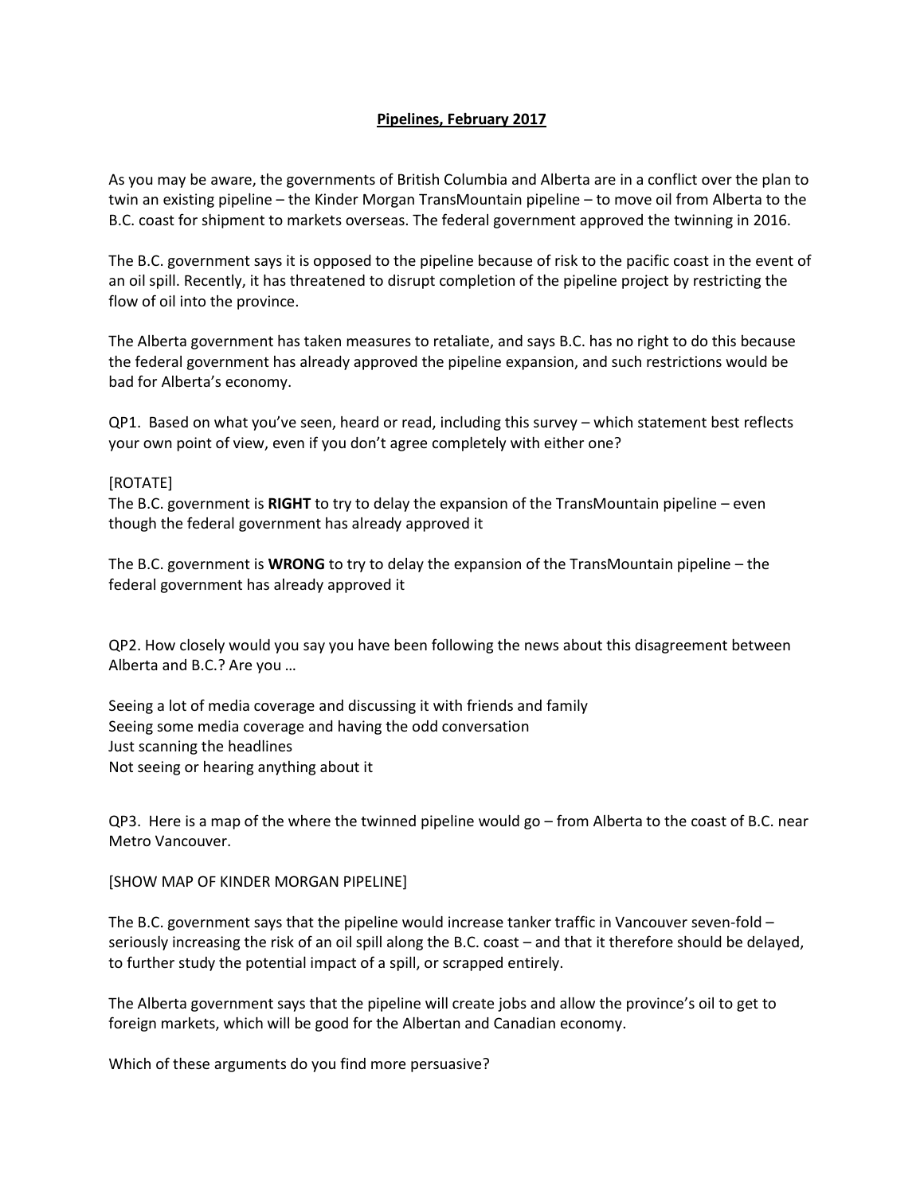# **Pipelines, February 2017**

As you may be aware, the governments of British Columbia and Alberta are in a conflict over the plan to twin an existing pipeline – the Kinder Morgan TransMountain pipeline – to move oil from Alberta to the B.C. coast for shipment to markets overseas. The federal government approved the twinning in 2016.

The B.C. government says it is opposed to the pipeline because of risk to the pacific coast in the event of an oil spill. Recently, it has threatened to disrupt completion of the pipeline project by restricting the flow of oil into the province.

The Alberta government has taken measures to retaliate, and says B.C. has no right to do this because the federal government has already approved the pipeline expansion, and such restrictions would be bad for Alberta's economy.

QP1. Based on what you've seen, heard or read, including this survey – which statement best reflects your own point of view, even if you don't agree completely with either one?

[ROTATE]
The B.C. government is **RIGHT** to try to delay the expansion of the TransMountain pipeline – even though the federal government has already approved it

The B.C. government is **WRONG** to try to delay the expansion of the TransMountain pipeline – the federal government has already approved it

QP2. How closely would you say you have been following the news about this disagreement between Alberta and B.C.? Are you …

Seeing a lot of media coverage and discussing it with friends and family
Seeing some media coverage and having the odd conversation
Just scanning the headlines
Not seeing or hearing anything about it

QP3. Here is a map of the where the twinned pipeline would go – from Alberta to the coast of B.C. near Metro Vancouver.

[SHOW MAP OF KINDER MORGAN PIPELINE]

The B.C. government says that the pipeline would increase tanker traffic in Vancouver seven-fold – seriously increasing the risk of an oil spill along the B.C. coast – and that it therefore should be delayed, to further study the potential impact of a spill, or scrapped entirely.

The Alberta government says that the pipeline will create jobs and allow the province's oil to get to foreign markets, which will be good for the Albertan and Canadian economy.

Which of these arguments do you find more persuasive?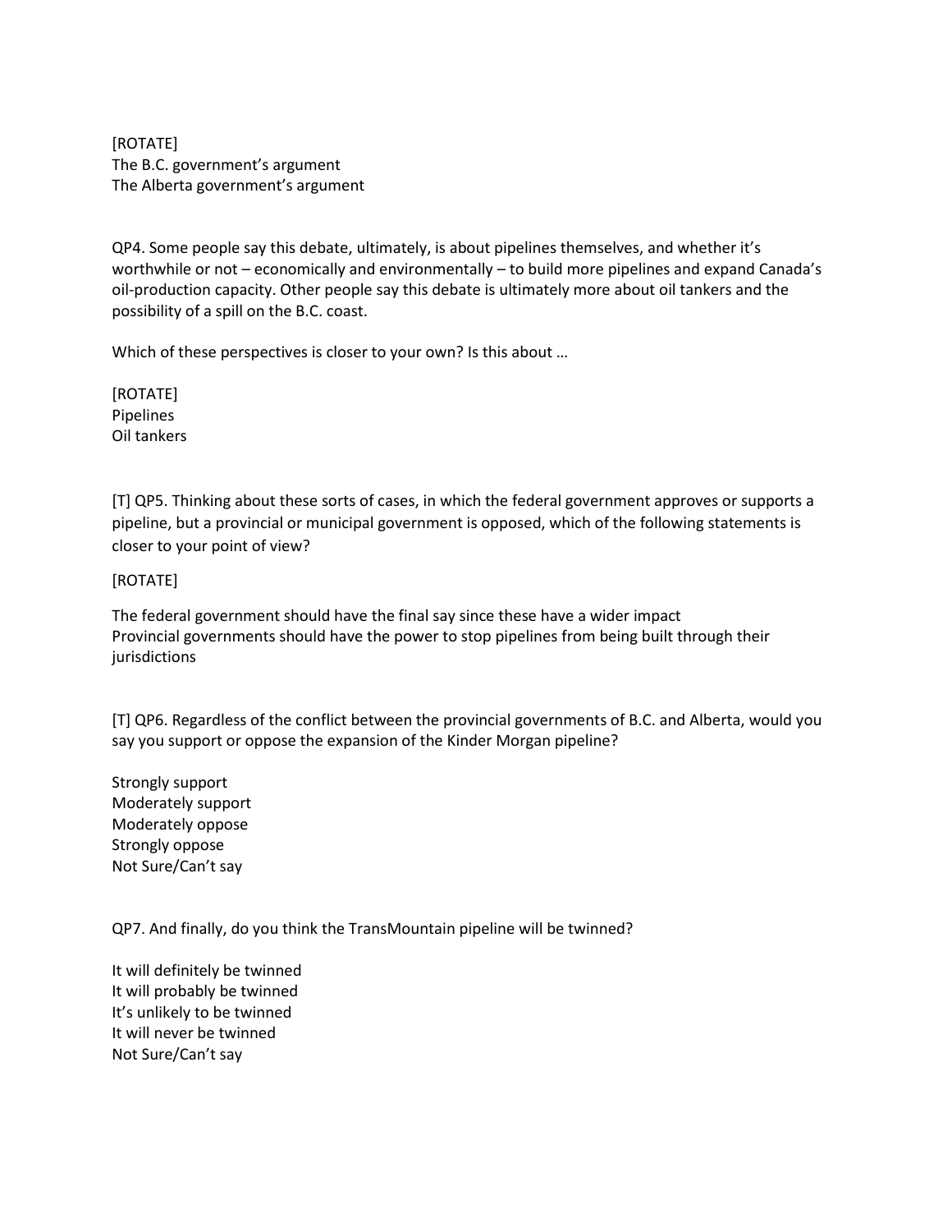[ROTATE]
The B.C. government's argument
The Alberta government's argument

QP4. Some people say this debate, ultimately, is about pipelines themselves, and whether it's worthwhile or not – economically and environmentally – to build more pipelines and expand Canada's oil-production capacity. Other people say this debate is ultimately more about oil tankers and the possibility of a spill on the B.C. coast.

Which of these perspectives is closer to your own? Is this about …

[ROTATE]
Pipelines
Oil tankers

[T] QP5. Thinking about these sorts of cases, in which the federal government approves or supports a pipeline, but a provincial or municipal government is opposed, which of the following statements is closer to your point of view?

[ROTATE]

The federal government should have the final say since these have a wider impact
Provincial governments should have the power to stop pipelines from being built through their jurisdictions

[T] QP6. Regardless of the conflict between the provincial governments of B.C. and Alberta, would you say you support or oppose the expansion of the Kinder Morgan pipeline?

Strongly support
Moderately support
Moderately oppose
Strongly oppose
Not Sure/Can't say

QP7. And finally, do you think the TransMountain pipeline will be twinned?

It will definitely be twinned
It will probably be twinned
It's unlikely to be twinned
It will never be twinned
Not Sure/Can't say